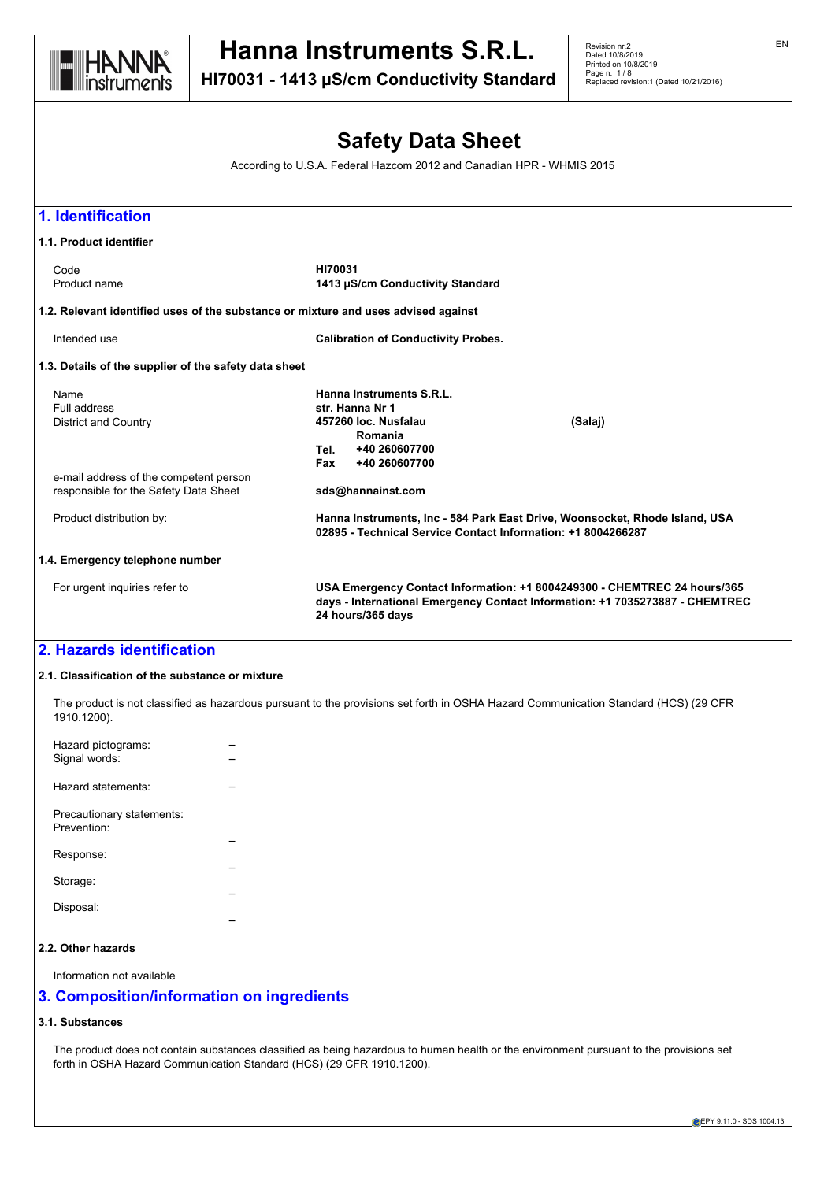# Safety Data Sheet

According to U.S.A. Federal Hazcom 2012 and Canadian HPR - WHMIS 2015

## 1. Identification

### 1.1. Product identifier

| | |
|---|---|
| Code | **HI70031** |
| Product name | **1413 µS/cm Conductivity Standard** |

### 1.2. Relevant identified uses of the substance or mixture and uses advised against

| | |
|---|---|
| Intended use | **Calibration of Conductivity Probes.** |

### 1.3. Details of the supplier of the safety data sheet

| | |
|---|---|
| Name | **Hanna Instruments S.R.L.** |
| Full address | **str. Hanna Nr 1** |
| District and Country | **457260 loc. Nusfalau (Salaj)** |
| | **Romania** |
| | **Tel. +40 260607700** |
| | **Fax +40 260607700** |
| e-mail address of the competent person responsible for the Safety Data Sheet | **sds@hannainst.com** |
| Product distribution by: | **Hanna Instruments, Inc - 584 Park East Drive, Woonsocket, Rhode Island, USA 02895 - Technical Service Contact Information: +1 8004266287** |

### 1.4. Emergency telephone number

| | |
|---|---|
| For urgent inquiries refer to | **USA Emergency Contact Information: +1 8004249300 - CHEMTREC 24 hours/365 days - International Emergency Contact Information: +1 7035273887 - CHEMTREC 24 hours/365 days** |

## 2. Hazards identification

### 2.1. Classification of the substance or mixture

The product is not classified as hazardous pursuant to the provisions set forth in OSHA Hazard Communication Standard (HCS) (29 CFR 1910.1200).

| | |
|---|---|
| Hazard pictograms: | -- |
| Signal words: | -- |
| Hazard statements: | -- |
| Precautionary statements: | |
| Prevention: | -- |
| Response: | -- |
| Storage: | -- |
| Disposal: | -- |

### 2.2. Other hazards

Information not available

## 3. Composition/information on ingredients

### 3.1. Substances

The product does not contain substances classified as being hazardous to human health or the environment pursuant to the provisions set forth in OSHA Hazard Communication Standard (HCS) (29 CFR 1910.1200).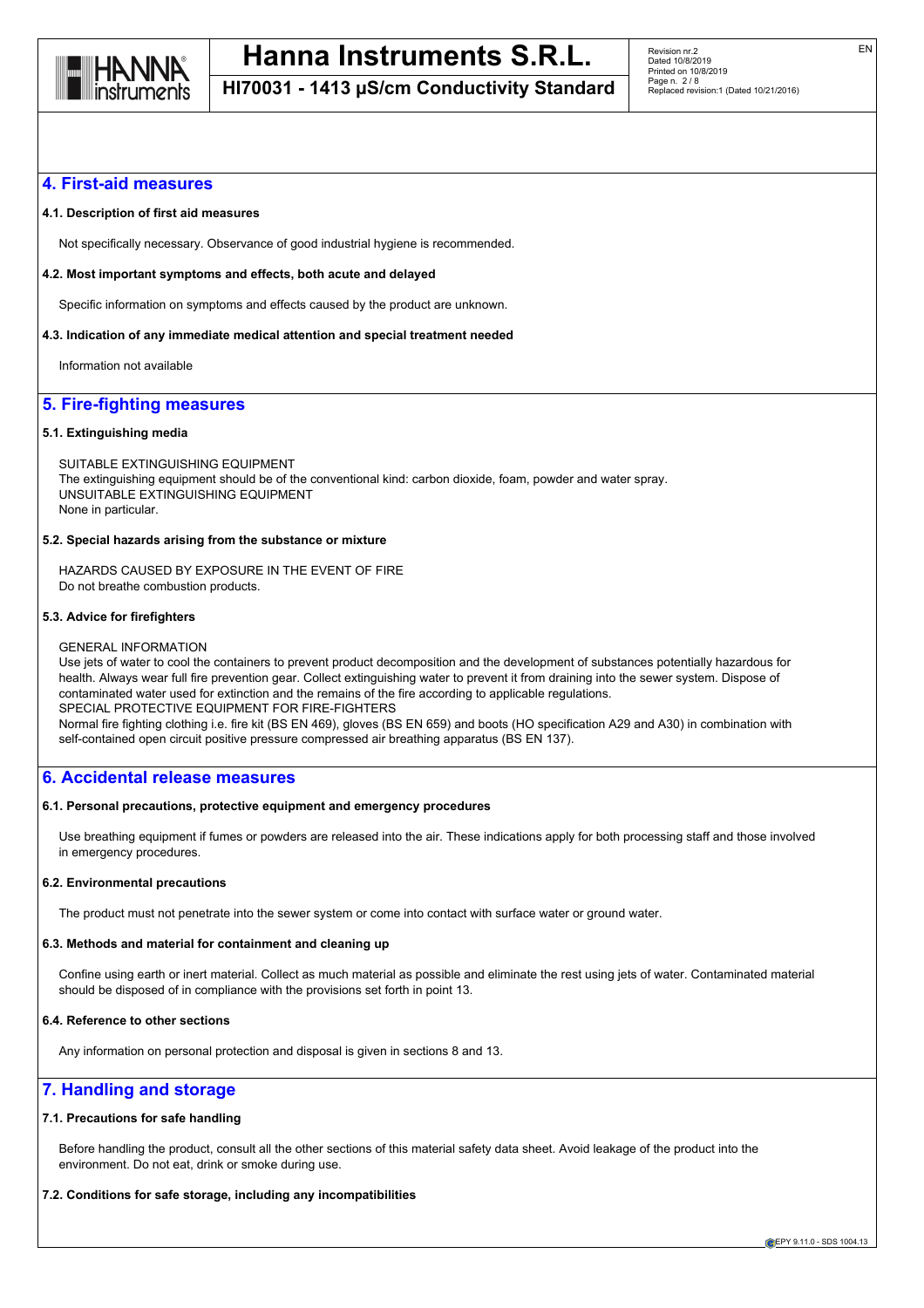## 4. First-aid measures

### 4.1. Description of first aid measures

Not specifically necessary. Observance of good industrial hygiene is recommended.

### 4.2. Most important symptoms and effects, both acute and delayed

Specific information on symptoms and effects caused by the product are unknown.

### 4.3. Indication of any immediate medical attention and special treatment needed

Information not available

## 5. Fire-fighting measures

### 5.1. Extinguishing media

SUITABLE EXTINGUISHING EQUIPMENT
The extinguishing equipment should be of the conventional kind: carbon dioxide, foam, powder and water spray.
UNSUITABLE EXTINGUISHING EQUIPMENT
None in particular.

### 5.2. Special hazards arising from the substance or mixture

HAZARDS CAUSED BY EXPOSURE IN THE EVENT OF FIRE
Do not breathe combustion products.

### 5.3. Advice for firefighters

GENERAL INFORMATION
Use jets of water to cool the containers to prevent product decomposition and the development of substances potentially hazardous for health. Always wear full fire prevention gear. Collect extinguishing water to prevent it from draining into the sewer system. Dispose of contaminated water used for extinction and the remains of the fire according to applicable regulations.
SPECIAL PROTECTIVE EQUIPMENT FOR FIRE-FIGHTERS
Normal fire fighting clothing i.e. fire kit (BS EN 469), gloves (BS EN 659) and boots (HO specification A29 and A30) in combination with self-contained open circuit positive pressure compressed air breathing apparatus (BS EN 137).

## 6. Accidental release measures

### 6.1. Personal precautions, protective equipment and emergency procedures

Use breathing equipment if fumes or powders are released into the air. These indications apply for both processing staff and those involved in emergency procedures.

### 6.2. Environmental precautions

The product must not penetrate into the sewer system or come into contact with surface water or ground water.

### 6.3. Methods and material for containment and cleaning up

Confine using earth or inert material. Collect as much material as possible and eliminate the rest using jets of water. Contaminated material should be disposed of in compliance with the provisions set forth in point 13.

### 6.4. Reference to other sections

Any information on personal protection and disposal is given in sections 8 and 13.

## 7. Handling and storage

### 7.1. Precautions for safe handling

Before handling the product, consult all the other sections of this material safety data sheet. Avoid leakage of the product into the environment. Do not eat, drink or smoke during use.

### 7.2. Conditions for safe storage, including any incompatibilities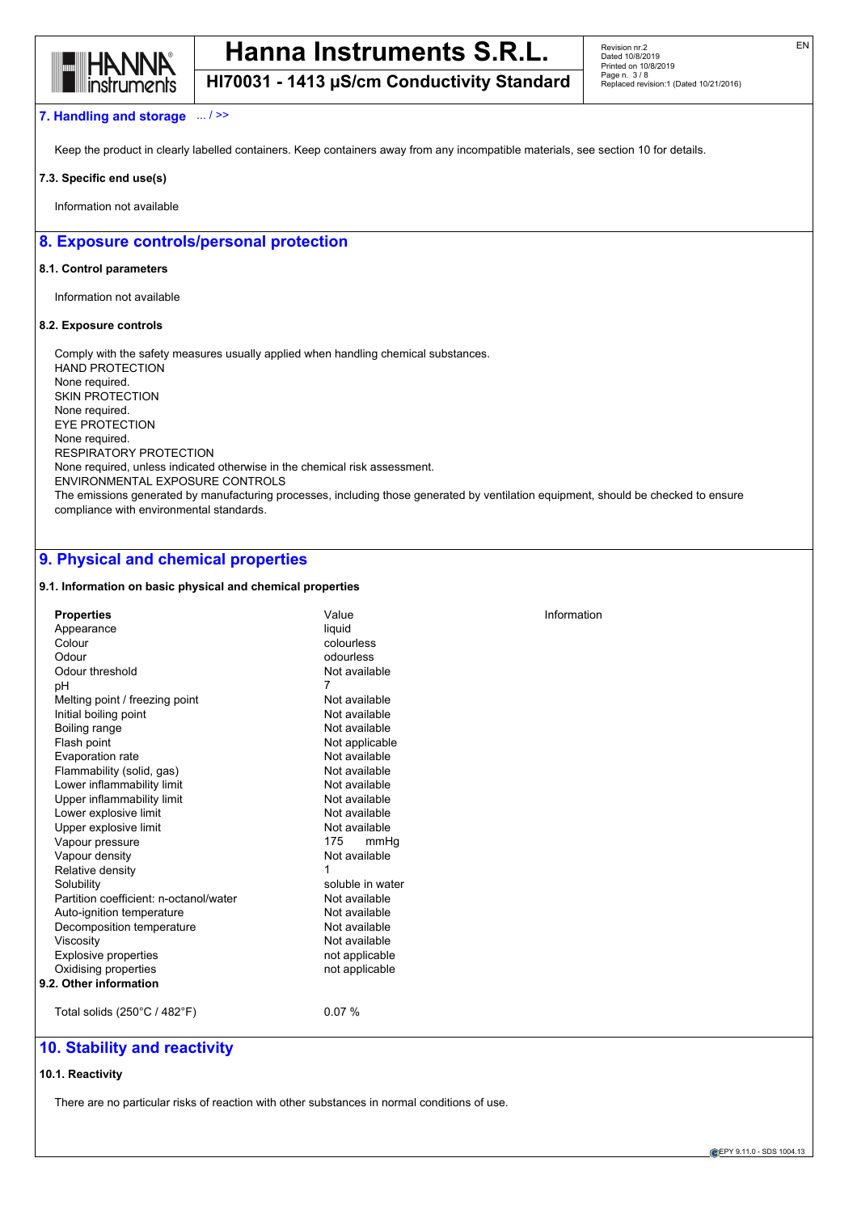## 7. Handling and storage ... / >>

Keep the product in clearly labelled containers. Keep containers away from any incompatible materials, see section 10 for details.

**7.3. Specific end use(s)**

Information not available

## 8. Exposure controls/personal protection

**8.1. Control parameters**

Information not available

**8.2. Exposure controls**

Comply with the safety measures usually applied when handling chemical substances.
HAND PROTECTION
None required.
SKIN PROTECTION
None required.
EYE PROTECTION
None required.
RESPIRATORY PROTECTION
None required, unless indicated otherwise in the chemical risk assessment.
ENVIRONMENTAL EXPOSURE CONTROLS
The emissions generated by manufacturing processes, including those generated by ventilation equipment, should be checked to ensure compliance with environmental standards.

## 9. Physical and chemical properties

**9.1. Information on basic physical and chemical properties**

| **Properties** | Value | Information |
|---|---|---|
| Appearance | liquid | |
| Colour | colourless | |
| Odour | odourless | |
| Odour threshold | Not available | |
| pH | 7 | |
| Melting point / freezing point | Not available | |
| Initial boiling point | Not available | |
| Boiling range | Not available | |
| Flash point | Not applicable | |
| Evaporation rate | Not available | |
| Flammability (solid, gas) | Not available | |
| Lower inflammability limit | Not available | |
| Upper inflammability limit | Not available | |
| Lower explosive limit | Not available | |
| Upper explosive limit | Not available | |
| Vapour pressure | 175 mmHg | |
| Vapour density | Not available | |
| Relative density | 1 | |
| Solubility | soluble in water | |
| Partition coefficient: n-octanol/water | Not available | |
| Auto-ignition temperature | Not available | |
| Decomposition temperature | Not available | |
| Viscosity | Not available | |
| Explosive properties | not applicable | |
| Oxidising properties | not applicable | |

**9.2. Other information**

| | |
|---|---|
| Total solids (250°C / 482°F) | 0.07 % |

## 10. Stability and reactivity

**10.1. Reactivity**

There are no particular risks of reaction with other substances in normal conditions of use.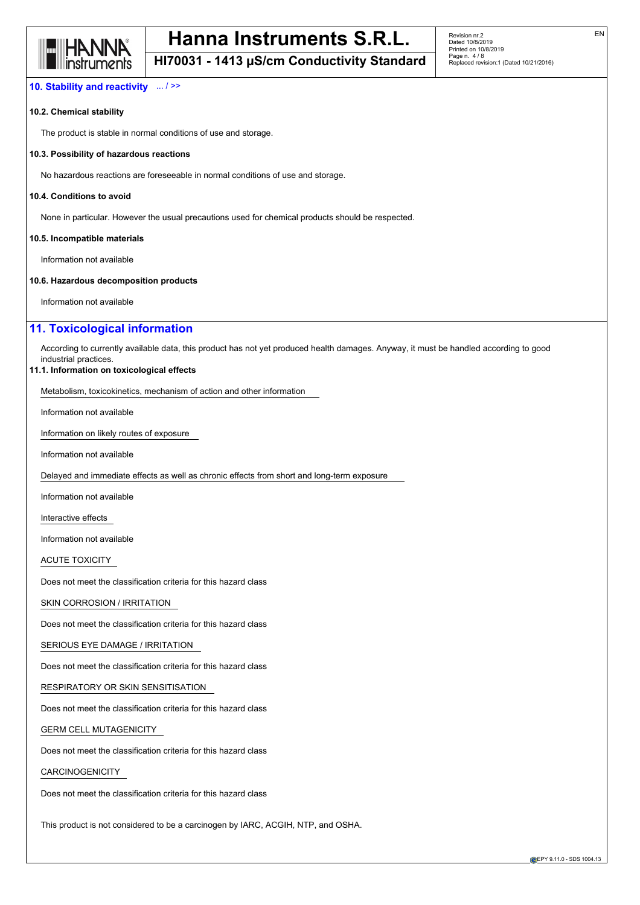## 10. Stability and reactivity ... / >>

### 10.2. Chemical stability

The product is stable in normal conditions of use and storage.

### 10.3. Possibility of hazardous reactions

No hazardous reactions are foreseeable in normal conditions of use and storage.

### 10.4. Conditions to avoid

None in particular. However the usual precautions used for chemical products should be respected.

### 10.5. Incompatible materials

Information not available

### 10.6. Hazardous decomposition products

Information not available

## 11. Toxicological information

According to currently available data, this product has not yet produced health damages. Anyway, it must be handled according to good industrial practices.

### 11.1. Information on toxicological effects

Metabolism, toxicokinetics, mechanism of action and other information

Information not available

Information on likely routes of exposure

Information not available

Delayed and immediate effects as well as chronic effects from short and long-term exposure

Information not available

Interactive effects

Information not available

ACUTE TOXICITY

Does not meet the classification criteria for this hazard class

SKIN CORROSION / IRRITATION

Does not meet the classification criteria for this hazard class

SERIOUS EYE DAMAGE / IRRITATION

Does not meet the classification criteria for this hazard class

RESPIRATORY OR SKIN SENSITISATION

Does not meet the classification criteria for this hazard class

GERM CELL MUTAGENICITY

Does not meet the classification criteria for this hazard class

CARCINOGENICITY

Does not meet the classification criteria for this hazard class

This product is not considered to be a carcinogen by IARC, ACGIH, NTP, and OSHA.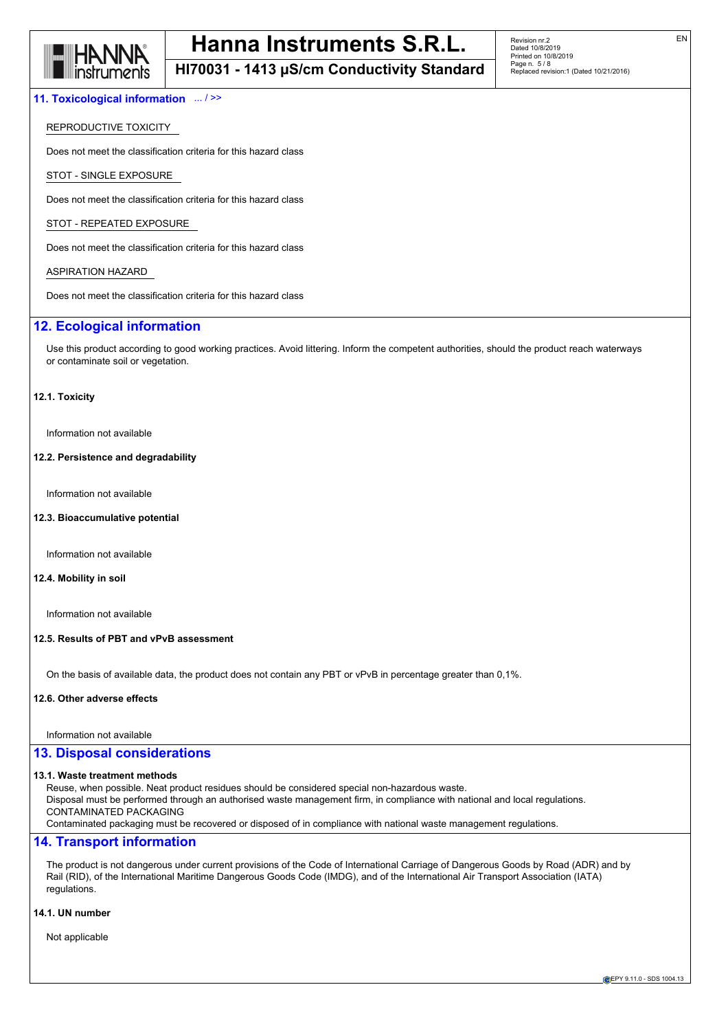## 11. Toxicological information ... / >>

REPRODUCTIVE TOXICITY

Does not meet the classification criteria for this hazard class

STOT - SINGLE EXPOSURE

Does not meet the classification criteria for this hazard class

STOT - REPEATED EXPOSURE

Does not meet the classification criteria for this hazard class

ASPIRATION HAZARD

Does not meet the classification criteria for this hazard class

## 12. Ecological information

Use this product according to good working practices. Avoid littering. Inform the competent authorities, should the product reach waterways or contaminate soil or vegetation.

**12.1. Toxicity**

Information not available

**12.2. Persistence and degradability**

Information not available

**12.3. Bioaccumulative potential**

Information not available

**12.4. Mobility in soil**

Information not available

**12.5. Results of PBT and vPvB assessment**

On the basis of available data, the product does not contain any PBT or vPvB in percentage greater than 0,1%.

**12.6. Other adverse effects**

Information not available

## 13. Disposal considerations

**13.1. Waste treatment methods**

Reuse, when possible. Neat product residues should be considered special non-hazardous waste.
Disposal must be performed through an authorised waste management firm, in compliance with national and local regulations.
CONTAMINATED PACKAGING
Contaminated packaging must be recovered or disposed of in compliance with national waste management regulations.

## 14. Transport information

The product is not dangerous under current provisions of the Code of International Carriage of Dangerous Goods by Road (ADR) and by Rail (RID), of the International Maritime Dangerous Goods Code (IMDG), and of the International Air Transport Association (IATA) regulations.

**14.1. UN number**

Not applicable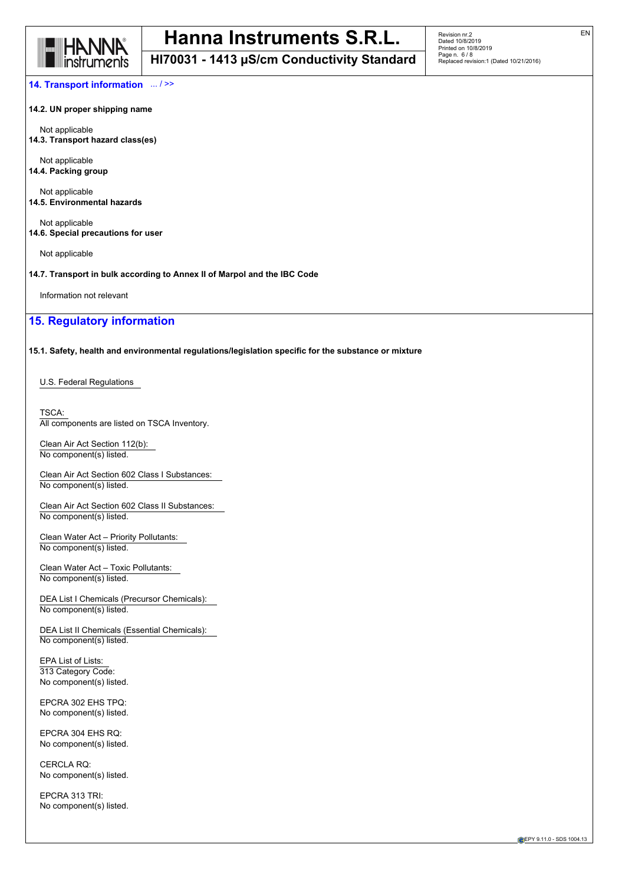## 14. Transport information ... / >>

**14.2. UN proper shipping name**

Not applicable

**14.3. Transport hazard class(es)**

Not applicable

**14.4. Packing group**

Not applicable

**14.5. Environmental hazards**

Not applicable

**14.6. Special precautions for user**

Not applicable

**14.7. Transport in bulk according to Annex II of Marpol and the IBC Code**

Information not relevant

## 15. Regulatory information

**15.1. Safety, health and environmental regulations/legislation specific for the substance or mixture**

U.S. Federal Regulations

TSCA:
All components are listed on TSCA Inventory.

Clean Air Act Section 112(b):
No component(s) listed.

Clean Air Act Section 602 Class I Substances:
No component(s) listed.

Clean Air Act Section 602 Class II Substances:
No component(s) listed.

Clean Water Act – Priority Pollutants:
No component(s) listed.

Clean Water Act – Toxic Pollutants:
No component(s) listed.

DEA List I Chemicals (Precursor Chemicals):
No component(s) listed.

DEA List II Chemicals (Essential Chemicals):
No component(s) listed.

EPA List of Lists:
313 Category Code:
No component(s) listed.

EPCRA 302 EHS TPQ:
No component(s) listed.

EPCRA 304 EHS RQ:
No component(s) listed.

CERCLA RQ:
No component(s) listed.

EPCRA 313 TRI:
No component(s) listed.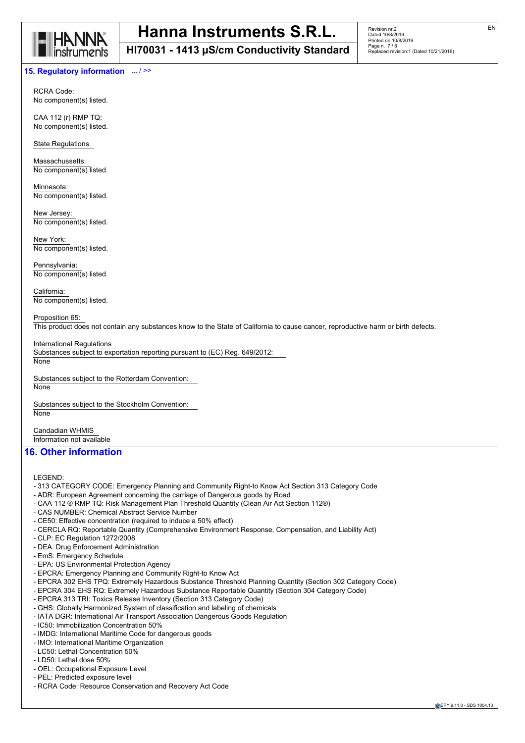## 15. Regulatory information ... / >>

RCRA Code:
No component(s) listed.

CAA 112 (r) RMP TQ:
No component(s) listed.

State Regulations

Massachussetts:
No component(s) listed.

Minnesota:
No component(s) listed.

New Jersey:
No component(s) listed.

New York:
No component(s) listed.

Pennsylvania:
No component(s) listed.

California:
No component(s) listed.

Proposition 65:
This product does not contain any substances know to the State of California to cause cancer, reproductive harm or birth defects.

International Regulations
Substances subject to exportation reporting pursuant to (EC) Reg. 649/2012:
None

Substances subject to the Rotterdam Convention:
None

Substances subject to the Stockholm Convention:
None

Candadian WHMIS
Information not available

## 16. Other information

LEGEND:

- 313 CATEGORY CODE: Emergency Planning and Community Right-to Know Act Section 313 Category Code
- ADR: European Agreement concerning the carriage of Dangerous goods by Road
- CAA 112 ® RMP TQ: Risk Management Plan Threshold Quantity (Clean Air Act Section 112®)
- CAS NUMBER: Chemical Abstract Service Number
- CE50: Effective concentration (required to induce a 50% effect)
- CERCLA RQ: Reportable Quantity (Comprehensive Environment Response, Compensation, and Liability Act)
- CLP: EC Regulation 1272/2008
- DEA: Drug Enforcement Administration
- EmS: Emergency Schedule
- EPA: US Environmental Protection Agency
- EPCRA: Emergency Planning and Community Right-to Know Act
- EPCRA 302 EHS TPQ: Extremely Hazardous Substance Threshold Planning Quantity (Section 302 Category Code)
- EPCRA 304 EHS RQ: Extremely Hazardous Substance Reportable Quantity (Section 304 Category Code)
- EPCRA 313 TRI: Toxics Release Inventory (Section 313 Category Code)
- GHS: Globally Harmonized System of classification and labeling of chemicals
- IATA DGR: International Air Transport Association Dangerous Goods Regulation
- IC50: Immobilization Concentration 50%
- IMDG: International Maritime Code for dangerous goods
- IMO: International Maritime Organization
- LC50: Lethal Concentration 50%
- LD50: Lethal dose 50%
- OEL: Occupational Exposure Level
- PEL: Predicted exposure level
- RCRA Code: Resource Conservation and Recovery Act Code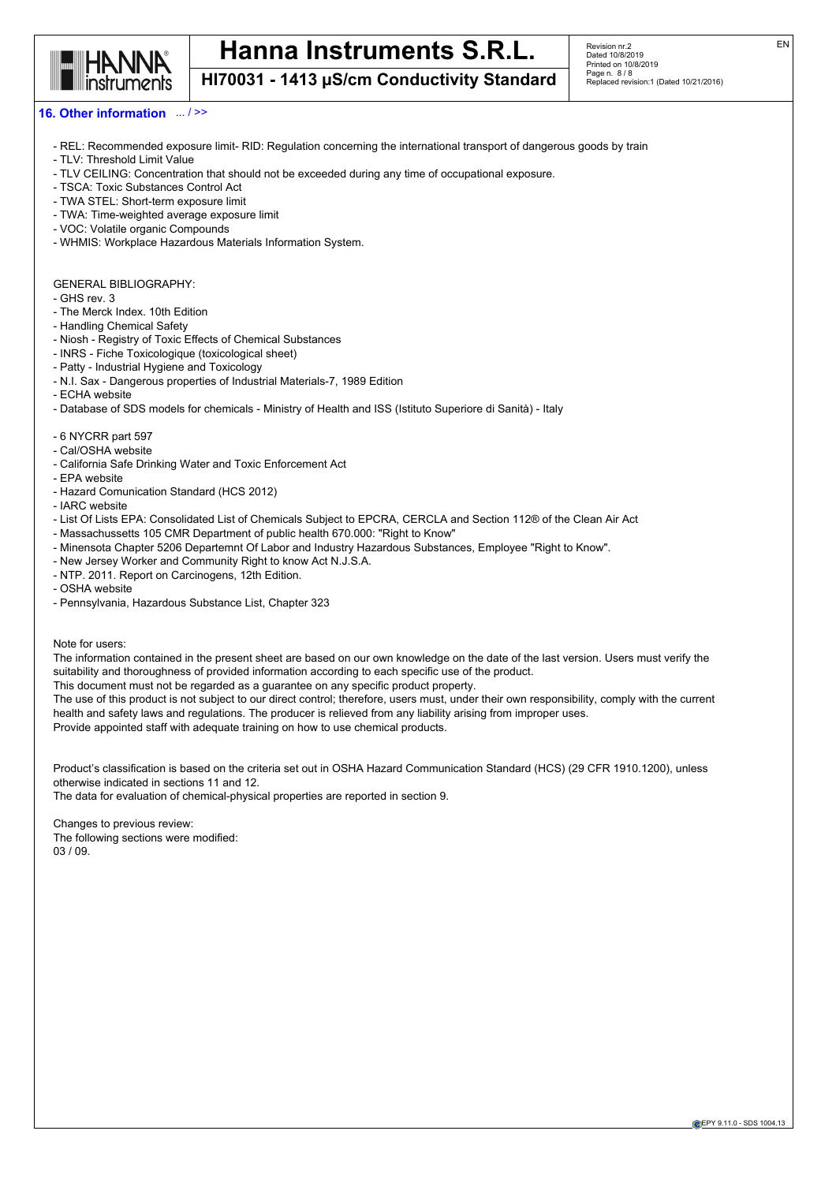## 16. Other information ... / >>

- REL: Recommended exposure limit- RID: Regulation concerning the international transport of dangerous goods by train
- TLV: Threshold Limit Value
- TLV CEILING: Concentration that should not be exceeded during any time of occupational exposure.
- TSCA: Toxic Substances Control Act
- TWA STEL: Short-term exposure limit
- TWA: Time-weighted average exposure limit
- VOC: Volatile organic Compounds
- WHMIS: Workplace Hazardous Materials Information System.

GENERAL BIBLIOGRAPHY:

- GHS rev. 3
- The Merck Index. 10th Edition
- Handling Chemical Safety
- Niosh - Registry of Toxic Effects of Chemical Substances
- INRS - Fiche Toxicologique (toxicological sheet)
- Patty - Industrial Hygiene and Toxicology
- N.I. Sax - Dangerous properties of Industrial Materials-7, 1989 Edition
- ECHA website
- Database of SDS models for chemicals - Ministry of Health and ISS (Istituto Superiore di Sanità) - Italy

- 6 NYCRR part 597
- Cal/OSHA website
- California Safe Drinking Water and Toxic Enforcement Act
- EPA website
- Hazard Comunication Standard (HCS 2012)
- IARC website
- List Of Lists EPA: Consolidated List of Chemicals Subject to EPCRA, CERCLA and Section 112® of the Clean Air Act
- Massachussetts 105 CMR Department of public health 670.000: "Right to Know"
- Minensota Chapter 5206 Departemnt Of Labor and Industry Hazardous Substances, Employee "Right to Know".
- New Jersey Worker and Community Right to know Act N.J.S.A.
- NTP. 2011. Report on Carcinogens, 12th Edition.
- OSHA website
- Pennsylvania, Hazardous Substance List, Chapter 323

Note for users:

The information contained in the present sheet are based on our own knowledge on the date of the last version. Users must verify the suitability and thoroughness of provided information according to each specific use of the product.

This document must not be regarded as a guarantee on any specific product property.

The use of this product is not subject to our direct control; therefore, users must, under their own responsibility, comply with the current health and safety laws and regulations. The producer is relieved from any liability arising from improper uses.

Provide appointed staff with adequate training on how to use chemical products.

Product's classification is based on the criteria set out in OSHA Hazard Communication Standard (HCS) (29 CFR 1910.1200), unless otherwise indicated in sections 11 and 12.

The data for evaluation of chemical-physical properties are reported in section 9.

Changes to previous review:

The following sections were modified:

03 / 09.